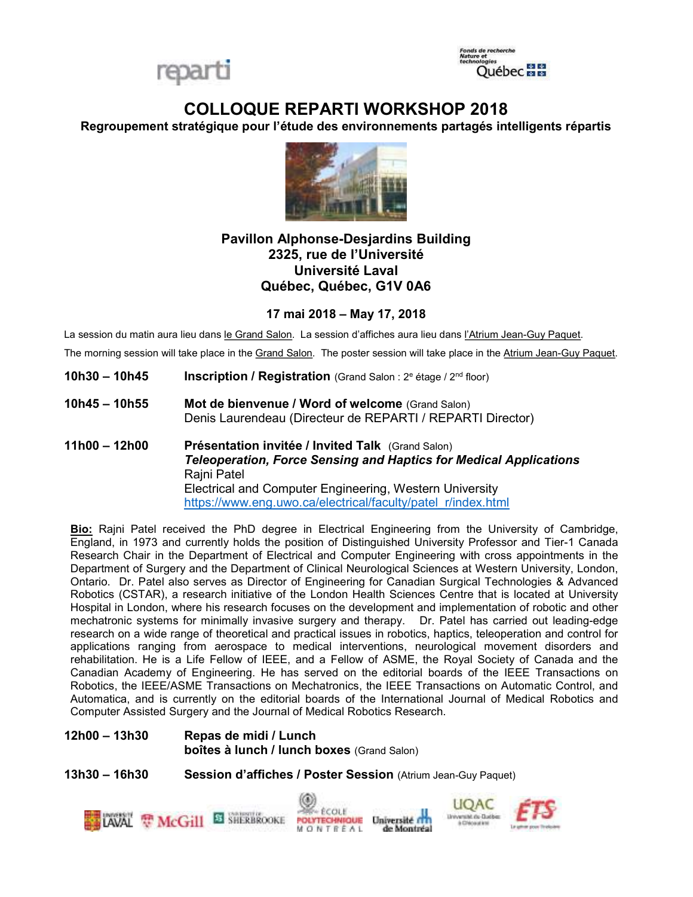# COLLOQUE REPARTI WORKSHOP 2018

**Regroupement stratégique pour l'étude des environnements partagés intelligents répartis**

**Pavillon Alphonse-Desjardins Building**
**2325, rue de l'Université**
**Université Laval**
**Québec, Québec, G1V 0A6**

**17 mai 2018 – May 17, 2018**

La session du matin aura lieu dans le Grand Salon. La session d'affiches aura lieu dans l'Atrium Jean-Guy Paquet.

The morning session will take place in the Grand Salon. The poster session will take place in the Atrium Jean-Guy Paquet.

**10h30 – 10h45** **Inscription / Registration** (Grand Salon : 2e étage / 2nd floor)

**10h45 – 10h55** **Mot de bienvenue / Word of welcome** (Grand Salon)
Denis Laurendeau (Directeur de REPARTI / REPARTI Director)

**11h00 – 12h00** **Présentation invitée / Invited Talk** (Grand Salon)
***Teleoperation, Force Sensing and Haptics for Medical Applications***
Rajni Patel
Electrical and Computer Engineering, Western University
https://www.eng.uwo.ca/electrical/faculty/patel_r/index.html

**Bio:** Rajni Patel received the PhD degree in Electrical Engineering from the University of Cambridge, England, in 1973 and currently holds the position of Distinguished University Professor and Tier-1 Canada Research Chair in the Department of Electrical and Computer Engineering with cross appointments in the Department of Surgery and the Department of Clinical Neurological Sciences with Western University, London, Ontario. Dr. Patel also serves as Director of Engineering for Canadian Surgical Technologies & Advanced Robotics (CSTAR), a research initiative of the London Health Sciences Centre that is located at University Hospital in London, where his research focuses on the development and implementation of robotic and other mechatronic systems for minimally invasive surgery and therapy. Dr. Patel has carried out leading-edge research on a wide range of theoretical and practical issues in robotics, haptics, teleoperation and control for applications ranging from aerospace to medical interventions, neurological movement disorders and rehabilitation. He is a Life Fellow of IEEE, and a Fellow of ASME, the Royal Society of Canada and the Canadian Academy of Engineering. He has served on the editorial boards of the IEEE Transactions on Robotics, the IEEE/ASME Transactions on Mechatronics, the IEEE Transactions on Automatic Control, and Automatica, and is currently on the editorial boards of the International Journal of Medical Robotics and Computer Assisted Surgery and the Journal of Medical Robotics Research.

**12h00 – 13h30** **Repas de midi / Lunch**
**boîtes à lunch / lunch boxes** (Grand Salon)

**13h30 – 16h30** **Session d'affiches / Poster Session** (Atrium Jean-Guy Paquet)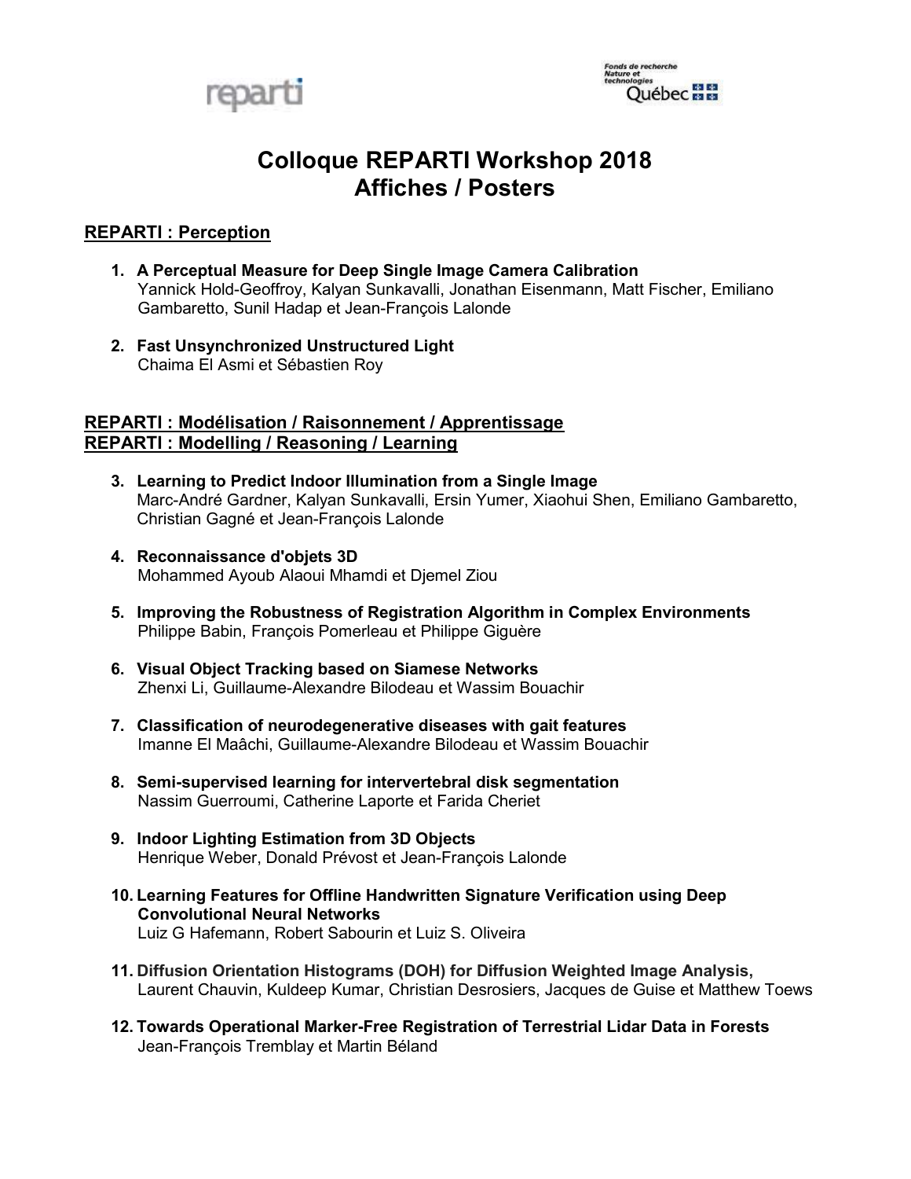# Colloque REPARTI Workshop 2018
# Affiches / Posters

## REPARTI : Perception

1. **A Perceptual Measure for Deep Single Image Camera Calibration**
   Yannick Hold-Geoffroy, Kalyan Sunkavalli, Jonathan Eisenmann, Matt Fischer, Emiliano Gambaretto, Sunil Hadap et Jean-François Lalonde

2. **Fast Unsynchronized Unstructured Light**
   Chaima El Asmi et Sébastien Roy

## REPARTI : Modélisation / Raisonnement / Apprentissage
## REPARTI : Modelling / Reasoning / Learning

3. **Learning to Predict Indoor Illumination from a Single Image**
   Marc-André Gardner, Kalyan Sunkavalli, Ersin Yumer, Xiaohui Shen, Emiliano Gambaretto, Christian Gagné et Jean-François Lalonde

4. **Reconnaissance d'objets 3D**
   Mohammed Ayoub Alaoui Mhamdi et Djemel Ziou

5. **Improving the Robustness of Registration Algorithm in Complex Environments**
   Philippe Babin, François Pomerleau et Philippe Giguère

6. **Visual Object Tracking based on Siamese Networks**
   Zhenxi Li, Guillaume-Alexandre Bilodeau et Wassim Bouachir

7. **Classification of neurodegenerative diseases with gait features**
   Imanne El Maâchi, Guillaume-Alexandre Bilodeau et Wassim Bouachir

8. **Semi-supervised learning for intervertebral disk segmentation**
   Nassim Guerroumi, Catherine Laporte et Farida Cheriet

9. **Indoor Lighting Estimation from 3D Objects**
   Henrique Weber, Donald Prévost et Jean-François Lalonde

10. **Learning Features for Offline Handwritten Signature Verification using Deep Convolutional Neural Networks**
    Luiz G Hafemann, Robert Sabourin et Luiz S. Oliveira

11. **Diffusion Orientation Histograms (DOH) for Diffusion Weighted Image Analysis,**
    Laurent Chauvin, Kuldeep Kumar, Christian Desrosiers, Jacques de Guise et Matthew Toews

12. **Towards Operational Marker-Free Registration of Terrestrial Lidar Data in Forests**
    Jean-François Tremblay et Martin Béland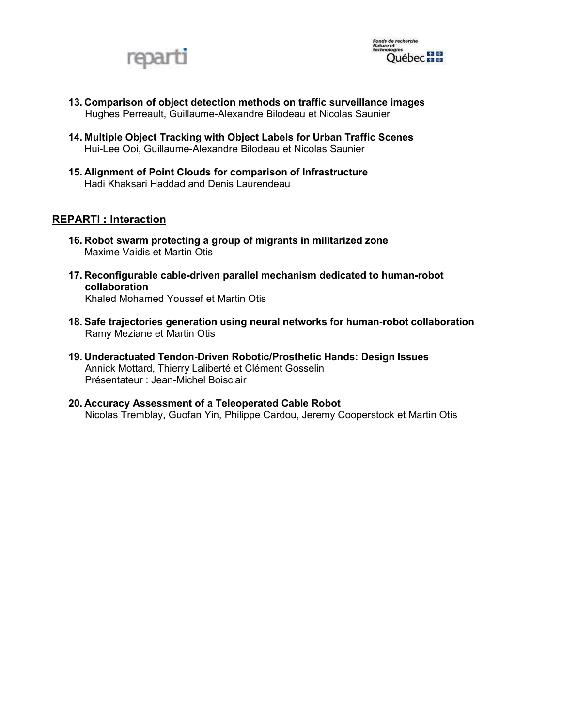13. **Comparison of object detection methods on traffic surveillance images**
    Hughes Perreault, Guillaume-Alexandre Bilodeau et Nicolas Saunier

14. **Multiple Object Tracking with Object Labels for Urban Traffic Scenes**
    Hui-Lee Ooi, Guillaume-Alexandre Bilodeau et Nicolas Saunier

15. **Alignment of Point Clouds for comparison of Infrastructure**
    Hadi Khaksari Haddad and Denis Laurendeau

## REPARTI : Interaction

16. **Robot swarm protecting a group of migrants in militarized zone**
    Maxime Vaidis et Martin Otis

17. **Reconfigurable cable-driven parallel mechanism dedicated to human-robot collaboration**
    Khaled Mohamed Youssef et Martin Otis

18. **Safe trajectories generation using neural networks for human-robot collaboration**
    Ramy Meziane et Martin Otis

19. **Underactuated Tendon-Driven Robotic/Prosthetic Hands: Design Issues**
    Annick Mottard, Thierry Laliberté et Clément Gosselin
    Présentateur : Jean-Michel Boisclair

20. **Accuracy Assessment of a Teleoperated Cable Robot**
    Nicolas Tremblay, Guofan Yin, Philippe Cardou, Jeremy Cooperstock et Martin Otis